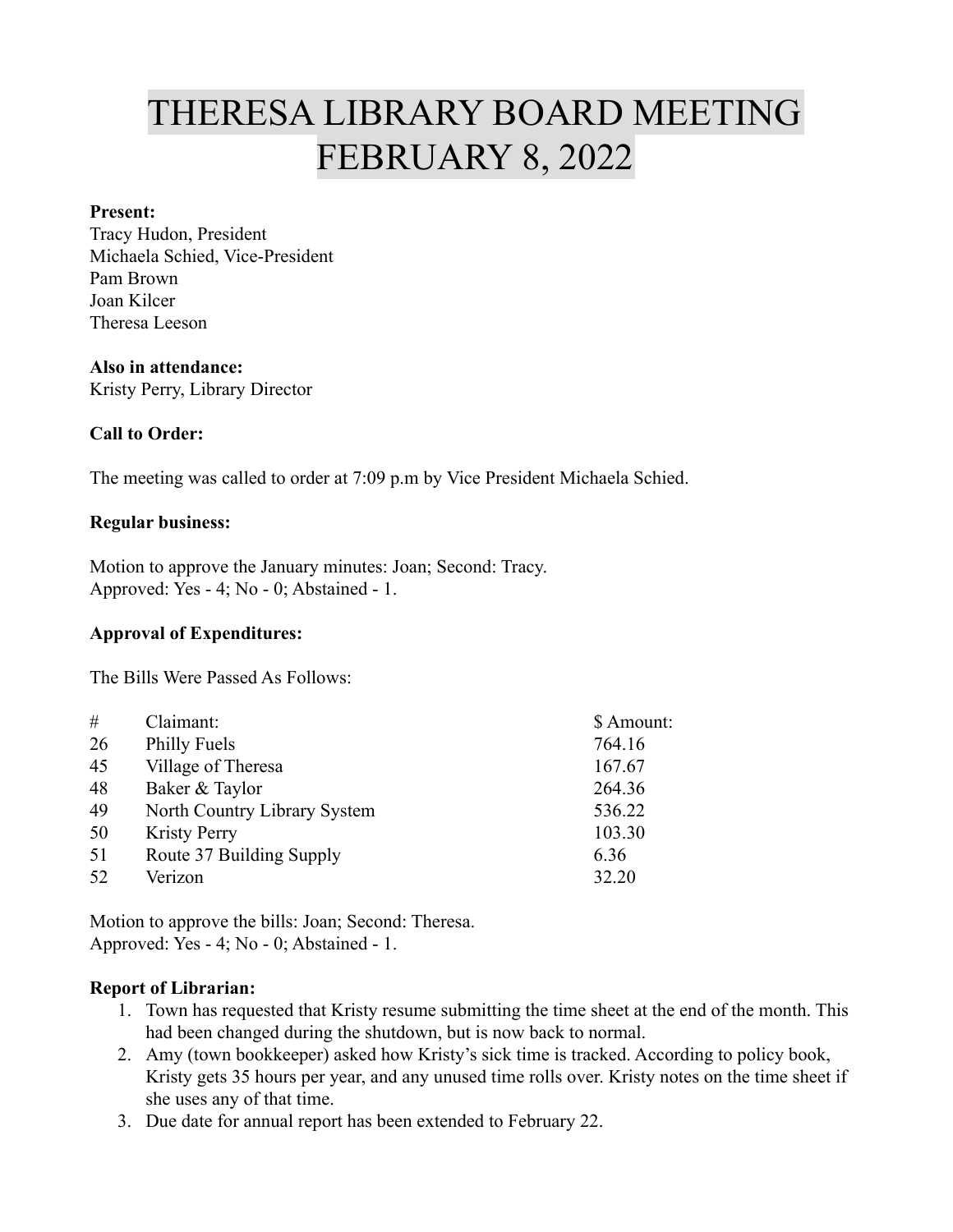# THERESA LIBRARY BOARD MEETING FEBRUARY 8, 2022

**Present:**
Tracy Hudon, President
Michaela Schied, Vice-President
Pam Brown
Joan Kilcer
Theresa Leeson

**Also in attendance:**
Kristy Perry, Library Director

**Call to Order:**

The meeting was called to order at 7:09 p.m by Vice President Michaela Schied.

**Regular business:**

Motion to approve the January minutes: Joan; Second: Tracy.
Approved: Yes - 4; No - 0; Abstained - 1.

**Approval of Expenditures:**

The Bills Were Passed As Follows:

| # | Claimant: | $ Amount: |
|---|---|---|
| 26 | Philly Fuels | 764.16 |
| 45 | Village of Theresa | 167.67 |
| 48 | Baker & Taylor | 264.36 |
| 49 | North Country Library System | 536.22 |
| 50 | Kristy Perry | 103.30 |
| 51 | Route 37 Building Supply | 6.36 |
| 52 | Verizon | 32.20 |

Motion to approve the bills: Joan; Second: Theresa.
Approved: Yes - 4; No - 0; Abstained - 1.

**Report of Librarian:**

1. Town has requested that Kristy resume submitting the time sheet at the end of the month. This had been changed during the shutdown, but is now back to normal.
2. Amy (town bookkeeper) asked how Kristy's sick time is tracked. According to policy book, Kristy gets 35 hours per year, and any unused time rolls over. Kristy notes on the time sheet if she uses any of that time.
3. Due date for annual report has been extended to February 22.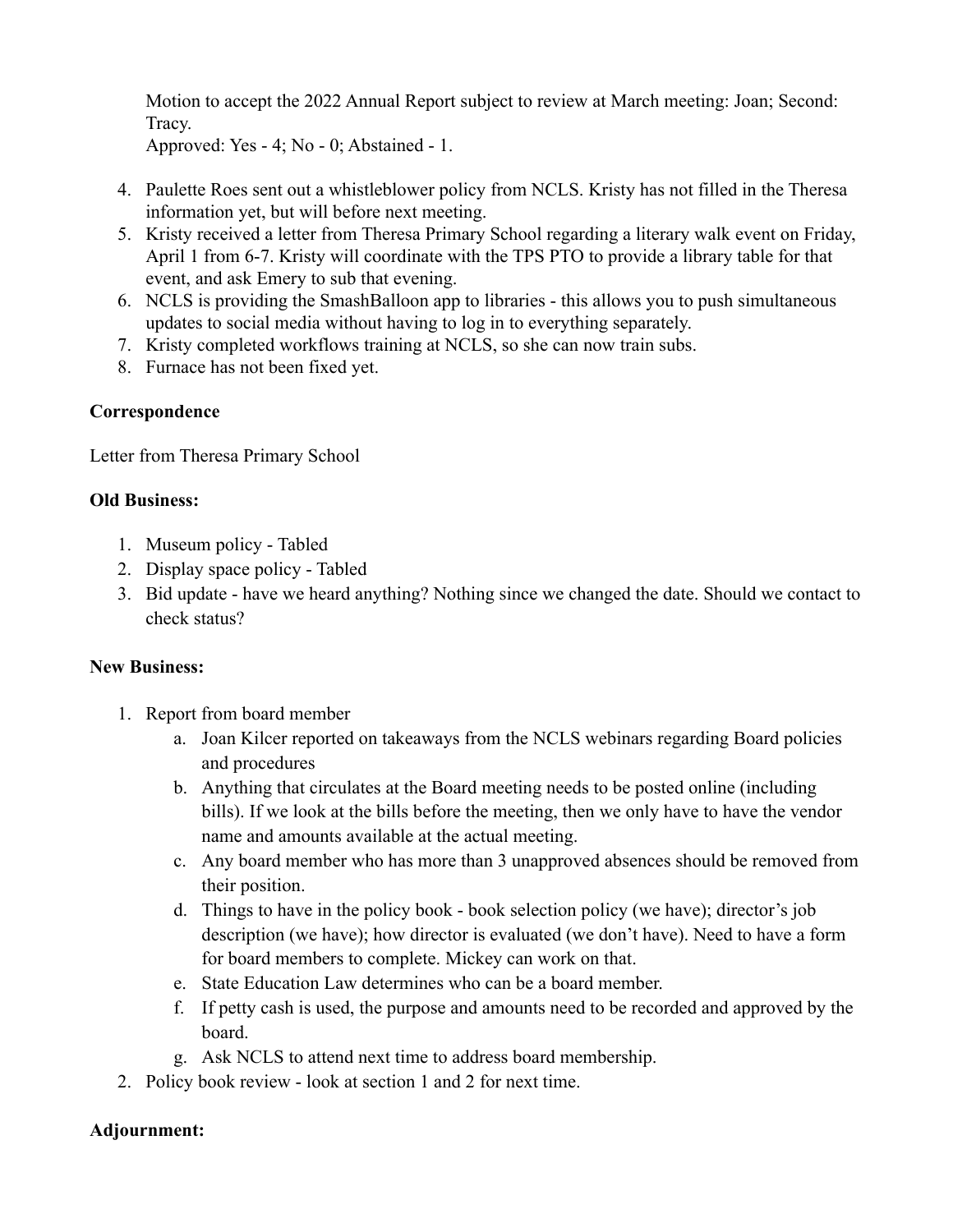Motion to accept the 2022 Annual Report subject to review at March meeting: Joan; Second: Tracy.
Approved: Yes - 4; No - 0; Abstained - 1.

4. Paulette Roes sent out a whistleblower policy from NCLS. Kristy has not filled in the Theresa information yet, but will before next meeting.
5. Kristy received a letter from Theresa Primary School regarding a literary walk event on Friday, April 1 from 6-7. Kristy will coordinate with the TPS PTO to provide a library table for that event, and ask Emery to sub that evening.
6. NCLS is providing the SmashBalloon app to libraries - this allows you to push simultaneous updates to social media without having to log in to everything separately.
7. Kristy completed workflows training at NCLS, so she can now train subs.
8. Furnace has not been fixed yet.

**Correspondence**

Letter from Theresa Primary School

**Old Business:**

1. Museum policy - Tabled
2. Display space policy - Tabled
3. Bid update - have we heard anything? Nothing since we changed the date. Should we contact to check status?

**New Business:**

1. Report from board member
   a. Joan Kilcer reported on takeaways from the NCLS webinars regarding Board policies and procedures
   b. Anything that circulates at the Board meeting needs to be posted online (including bills). If we look at the bills before the meeting, then we only have to have the vendor name and amounts available at the actual meeting.
   c. Any board member who has more than 3 unapproved absences should be removed from their position.
   d. Things to have in the policy book - book selection policy (we have); director's job description (we have); how director is evaluated (we don't have). Need to have a form for board members to complete. Mickey can work on that.
   e. State Education Law determines who can be a board member.
   f. If petty cash is used, the purpose and amounts need to be recorded and approved by the board.
   g. Ask NCLS to attend next time to address board membership.
2. Policy book review - look at section 1 and 2 for next time.

**Adjournment:**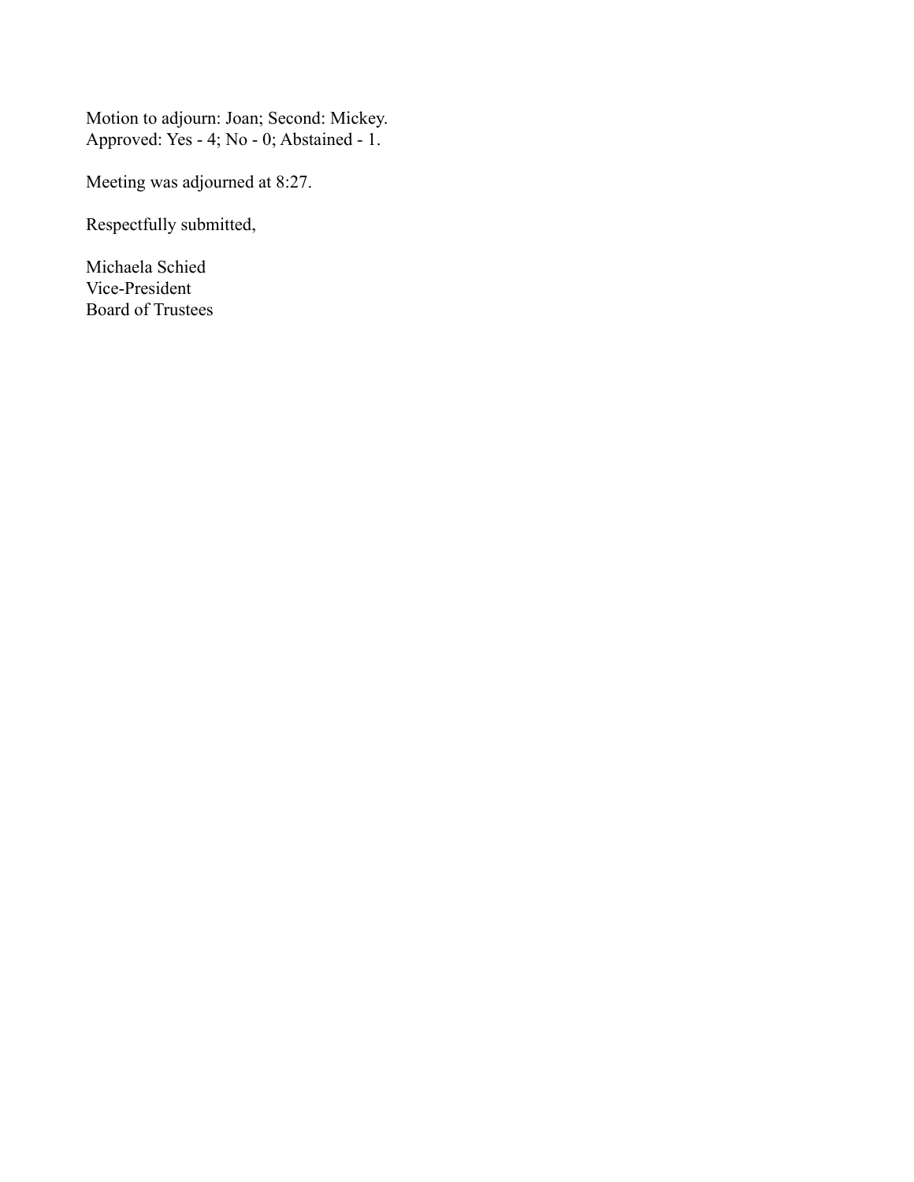Motion to adjourn: Joan; Second: Mickey.
Approved: Yes - 4; No - 0; Abstained - 1.

Meeting was adjourned at 8:27.

Respectfully submitted,

Michaela Schied
Vice-President
Board of Trustees